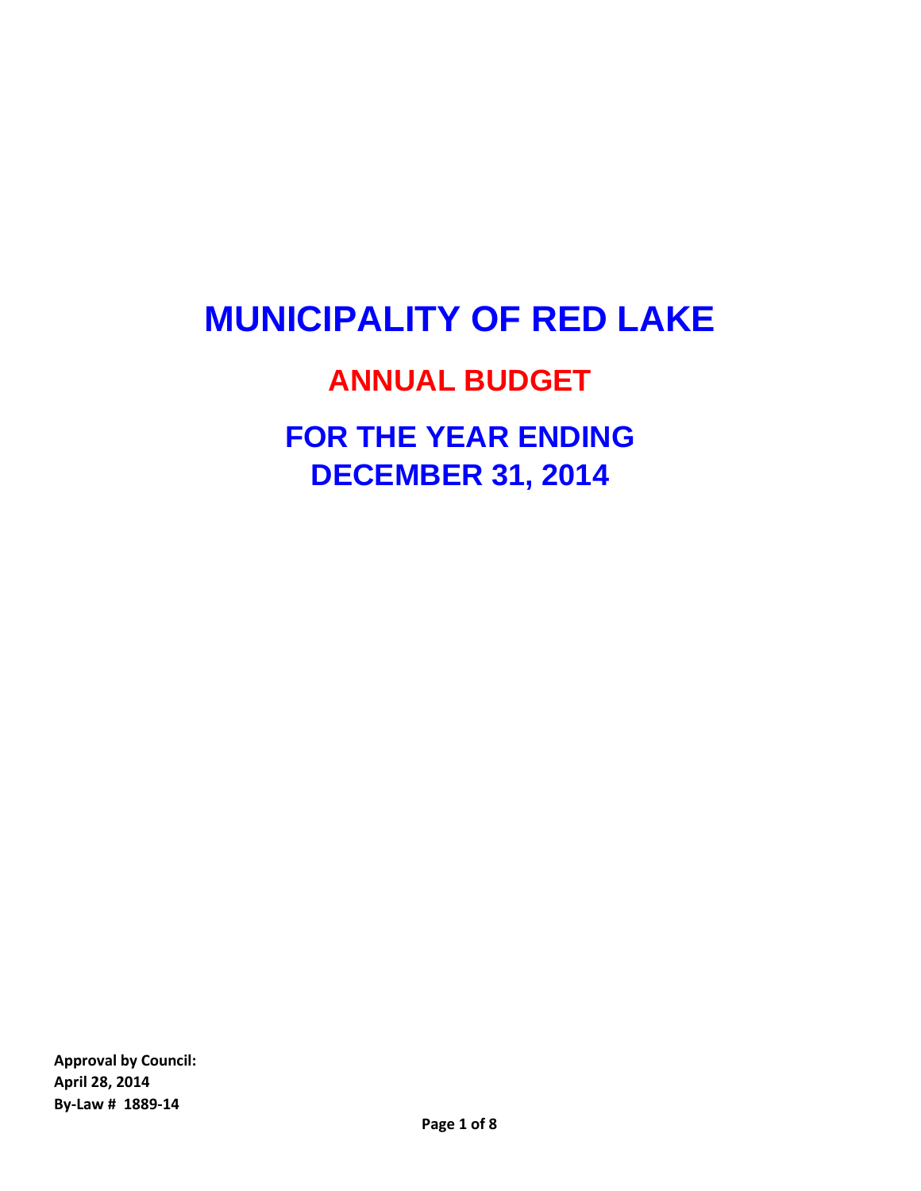# MUNICIPALITY OF RED LAKE

## ANNUAL BUDGET

## FOR THE YEAR ENDING DECEMBER 31, 2014

**Approval by Council:**
**April 28, 2014**
**By-Law # 1889-14**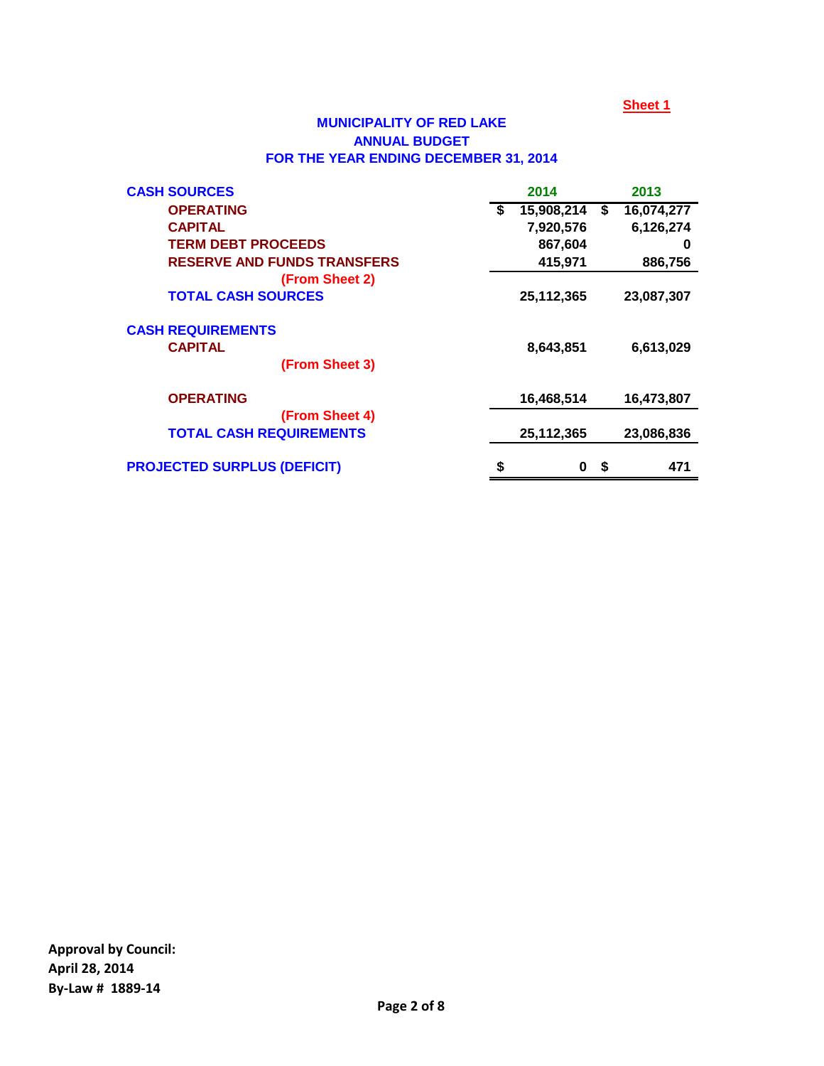Sheet 1

# MUNICIPALITY OF RED LAKE
## ANNUAL BUDGET
## FOR THE YEAR ENDING DECEMBER 31, 2014

| | 2014 | 2013 |
|---|---|---|
| **CASH SOURCES** | | |
| OPERATING | $ 15,908,214 | $ 16,074,277 |
| CAPITAL | 7,920,576 | 6,126,274 |
| TERM DEBT PROCEEDS | 867,604 | 0 |
| RESERVE AND FUNDS TRANSFERS | 415,971 | 886,756 |
| (From Sheet 2) | | |
| **TOTAL CASH SOURCES** | 25,112,365 | 23,087,307 |
| | | |
| **CASH REQUIREMENTS** | | |
| CAPITAL | 8,643,851 | 6,613,029 |
| (From Sheet 3) | | |
| | | |
| OPERATING | 16,468,514 | 16,473,807 |
| (From Sheet 4) | | |
| **TOTAL CASH REQUIREMENTS** | 25,112,365 | 23,086,836 |
| | | |
| **PROJECTED SURPLUS (DEFICIT)** | $ 0 | $ 471 |

**Approval by Council:**
**April 28, 2014**
**By-Law # 1889-14**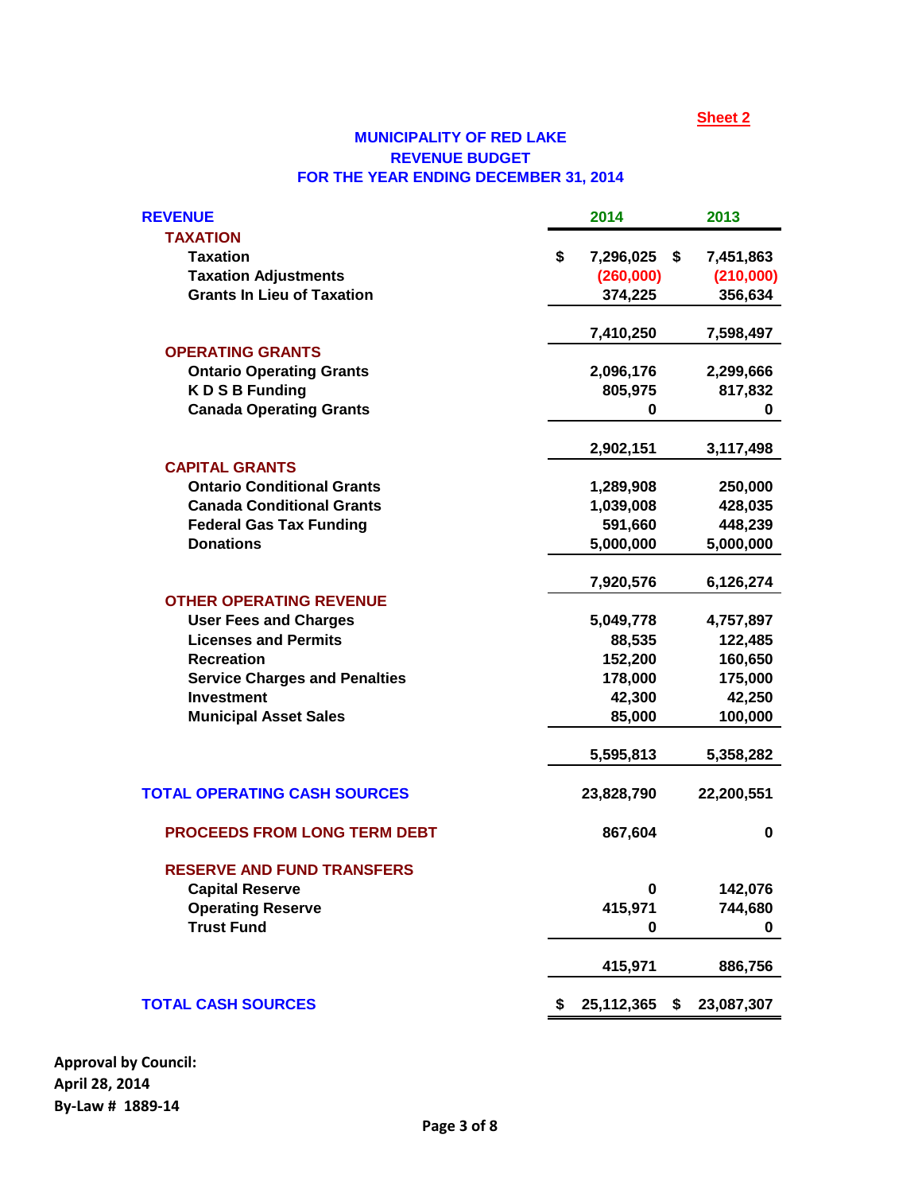Sheet 2

# MUNICIPALITY OF RED LAKE
## REVENUE BUDGET
## FOR THE YEAR ENDING DECEMBER 31, 2014

| REVENUE | 2014 | 2013 |
|---|---|---|
| **TAXATION** | | |
| Taxation | $ 7,296,025 | $ 7,451,863 |
| Taxation Adjustments | (260,000) | (210,000) |
| Grants In Lieu of Taxation | 374,225 | 356,634 |
| | 7,410,250 | 7,598,497 |
| **OPERATING GRANTS** | | |
| Ontario Operating Grants | 2,096,176 | 2,299,666 |
| K D S B Funding | 805,975 | 817,832 |
| Canada Operating Grants | 0 | 0 |
| | 2,902,151 | 3,117,498 |
| **CAPITAL GRANTS** | | |
| Ontario Conditional Grants | 1,289,908 | 250,000 |
| Canada Conditional Grants | 1,039,008 | 428,035 |
| Federal Gas Tax Funding | 591,660 | 448,239 |
| Donations | 5,000,000 | 5,000,000 |
| | 7,920,576 | 6,126,274 |
| **OTHER OPERATING REVENUE** | | |
| User Fees and Charges | 5,049,778 | 4,757,897 |
| Licenses and Permits | 88,535 | 122,485 |
| Recreation | 152,200 | 160,650 |
| Service Charges and Penalties | 178,000 | 175,000 |
| Investment | 42,300 | 42,250 |
| Municipal Asset Sales | 85,000 | 100,000 |
| | 5,595,813 | 5,358,282 |
| **TOTAL OPERATING CASH SOURCES** | 23,828,790 | 22,200,551 |
| **PROCEEDS FROM LONG TERM DEBT** | 867,604 | 0 |
| **RESERVE AND FUND TRANSFERS** | | |
| Capital Reserve | 0 | 142,076 |
| Operating Reserve | 415,971 | 744,680 |
| Trust Fund | 0 | 0 |
| | 415,971 | 886,756 |
| **TOTAL CASH SOURCES** | $ 25,112,365 | $ 23,087,307 |

**Approval by Council:**
**April 28, 2014**
**By-Law # 1889-14**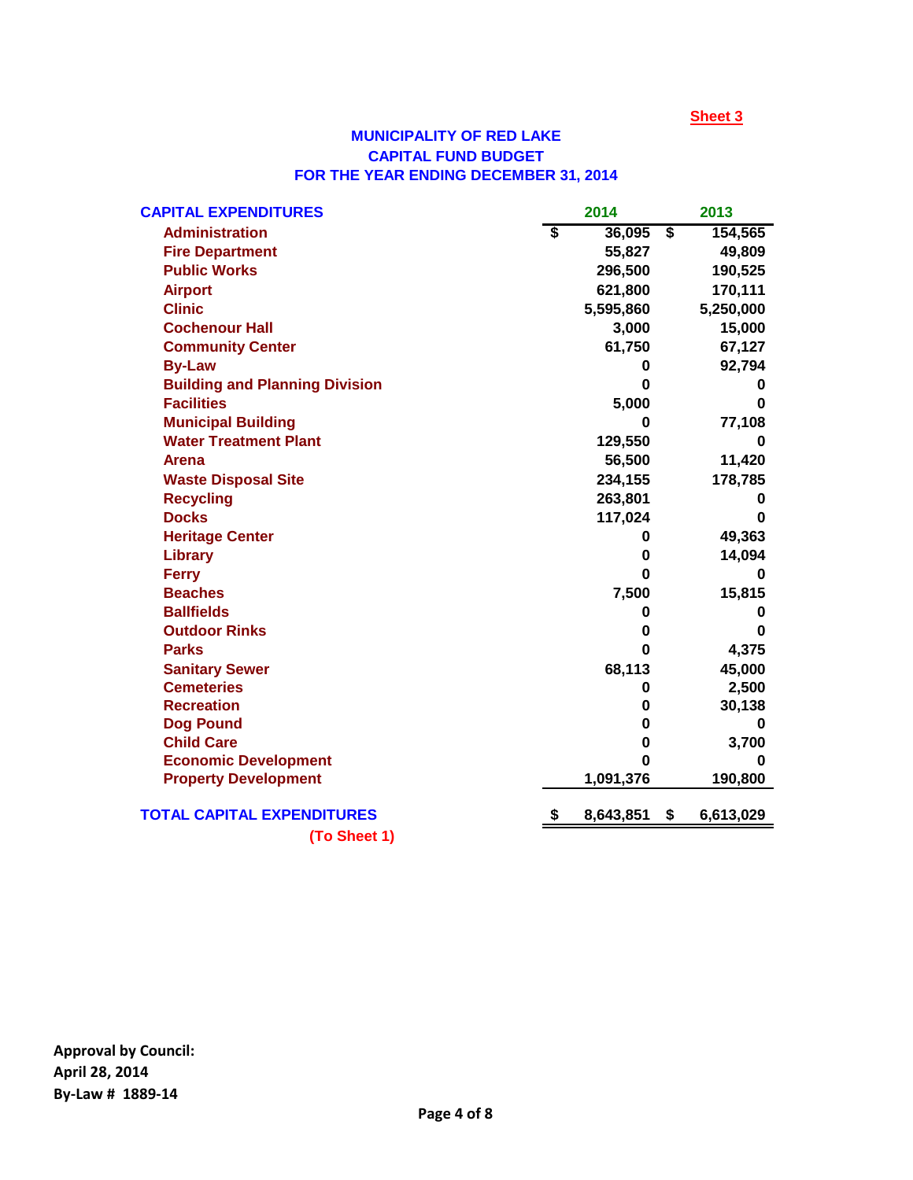Sheet 3

# MUNICIPALITY OF RED LAKE
## CAPITAL FUND BUDGET
## FOR THE YEAR ENDING DECEMBER 31, 2014

| CAPITAL EXPENDITURES | 2014 | 2013 |
|---|---|---|
| Administration | $ 36,095 | $ 154,565 |
| Fire Department | 55,827 | 49,809 |
| Public Works | 296,500 | 190,525 |
| Airport | 621,800 | 170,111 |
| Clinic | 5,595,860 | 5,250,000 |
| Cochenour Hall | 3,000 | 15,000 |
| Community Center | 61,750 | 67,127 |
| By-Law | 0 | 92,794 |
| Building and Planning Division | 0 | 0 |
| Facilities | 5,000 | 0 |
| Municipal Building | 0 | 77,108 |
| Water Treatment Plant | 129,550 | 0 |
| Arena | 56,500 | 11,420 |
| Waste Disposal Site | 234,155 | 178,785 |
| Recycling | 263,801 | 0 |
| Docks | 117,024 | 0 |
| Heritage Center | 0 | 49,363 |
| Library | 0 | 14,094 |
| Ferry | 0 | 0 |
| Beaches | 7,500 | 15,815 |
| Ballfields | 0 | 0 |
| Outdoor Rinks | 0 | 0 |
| Parks | 0 | 4,375 |
| Sanitary Sewer | 68,113 | 45,000 |
| Cemeteries | 0 | 2,500 |
| Recreation | 0 | 30,138 |
| Dog Pound | 0 | 0 |
| Child Care | 0 | 3,700 |
| Economic Development | 0 | 0 |
| Property Development | 1,091,376 | 190,800 |
| **TOTAL CAPITAL EXPENDITURES** | **$ 8,643,851** | **$ 6,613,029** |

(To Sheet 1)

**Approval by Council:**
**April 28, 2014**
**By-Law # 1889-14**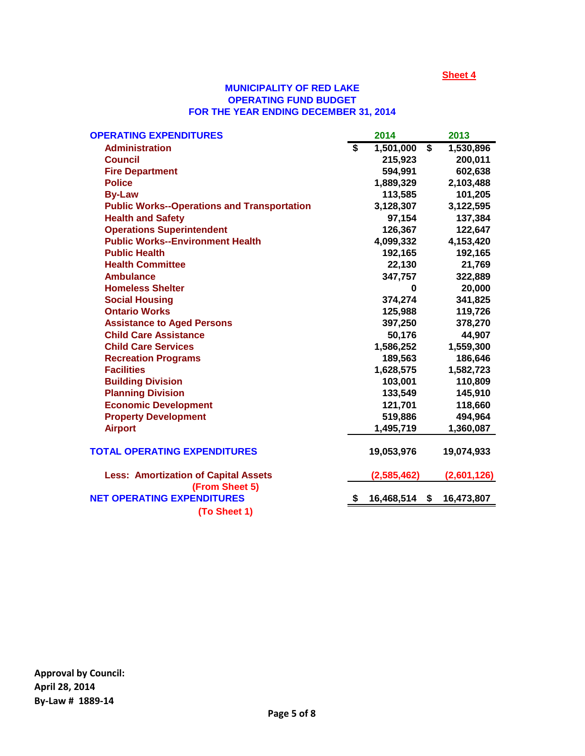Sheet 4

# MUNICIPALITY OF RED LAKE
## OPERATING FUND BUDGET
## FOR THE YEAR ENDING DECEMBER 31, 2014

| OPERATING EXPENDITURES | 2014 | 2013 |
|---|---|---|
| Administration | $ 1,501,000 | $ 1,530,896 |
| Council | 215,923 | 200,011 |
| Fire Department | 594,991 | 602,638 |
| Police | 1,889,329 | 2,103,488 |
| By-Law | 113,585 | 101,205 |
| Public Works--Operations and Transportation | 3,128,307 | 3,122,595 |
| Health and Safety | 97,154 | 137,384 |
| Operations Superintendent | 126,367 | 122,647 |
| Public Works--Environment Health | 4,099,332 | 4,153,420 |
| Public Health | 192,165 | 192,165 |
| Health Committee | 22,130 | 21,769 |
| Ambulance | 347,757 | 322,889 |
| Homeless Shelter | 0 | 20,000 |
| Social Housing | 374,274 | 341,825 |
| Ontario Works | 125,988 | 119,726 |
| Assistance to Aged Persons | 397,250 | 378,270 |
| Child Care Assistance | 50,176 | 44,907 |
| Child Care Services | 1,586,252 | 1,559,300 |
| Recreation Programs | 189,563 | 186,646 |
| Facilities | 1,628,575 | 1,582,723 |
| Building Division | 103,001 | 110,809 |
| Planning Division | 133,549 | 145,910 |
| Economic Development | 121,701 | 118,660 |
| Property Development | 519,886 | 494,964 |
| Airport | 1,495,719 | 1,360,087 |
| **TOTAL OPERATING EXPENDITURES** | **19,053,976** | **19,074,933** |
| Less: Amortization of Capital Assets (From Sheet 5) | (2,585,462) | (2,601,126) |
| **NET OPERATING EXPENDITURES** (To Sheet 1) | **$ 16,468,514** | **$ 16,473,807** |

**Approval by Council:**
**April 28, 2014**
**By-Law # 1889-14**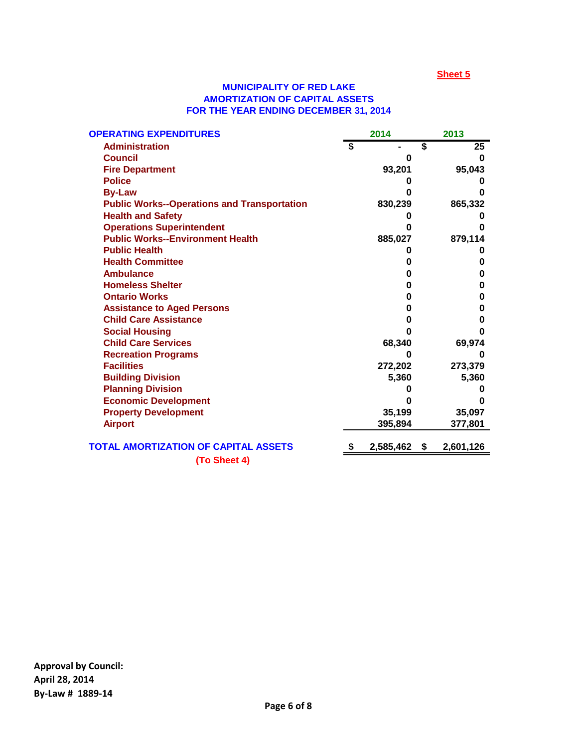Sheet 5

# MUNICIPALITY OF RED LAKE
## AMORTIZATION OF CAPITAL ASSETS
## FOR THE YEAR ENDING DECEMBER 31, 2014

| OPERATING EXPENDITURES | 2014 | 2013 |
|---|---|---|
| Administration | $ - | $ 25 |
| Council | 0 | 0 |
| Fire Department | 93,201 | 95,043 |
| Police | 0 | 0 |
| By-Law | 0 | 0 |
| Public Works--Operations and Transportation | 830,239 | 865,332 |
| Health and Safety | 0 | 0 |
| Operations Superintendent | 0 | 0 |
| Public Works--Environment Health | 885,027 | 879,114 |
| Public Health | 0 | 0 |
| Health Committee | 0 | 0 |
| Ambulance | 0 | 0 |
| Homeless Shelter | 0 | 0 |
| Ontario Works | 0 | 0 |
| Assistance to Aged Persons | 0 | 0 |
| Child Care Assistance | 0 | 0 |
| Social Housing | 0 | 0 |
| Child Care Services | 68,340 | 69,974 |
| Recreation Programs | 0 | 0 |
| Facilities | 272,202 | 273,379 |
| Building Division | 5,360 | 5,360 |
| Planning Division | 0 | 0 |
| Economic Development | 0 | 0 |
| Property Development | 35,199 | 35,097 |
| Airport | 395,894 | 377,801 |
| **TOTAL AMORTIZATION OF CAPITAL ASSETS** | **$ 2,585,462** | **$ 2,601,126** |

(To Sheet 4)

**Approval by Council:**
**April 28, 2014**
**By-Law # 1889-14**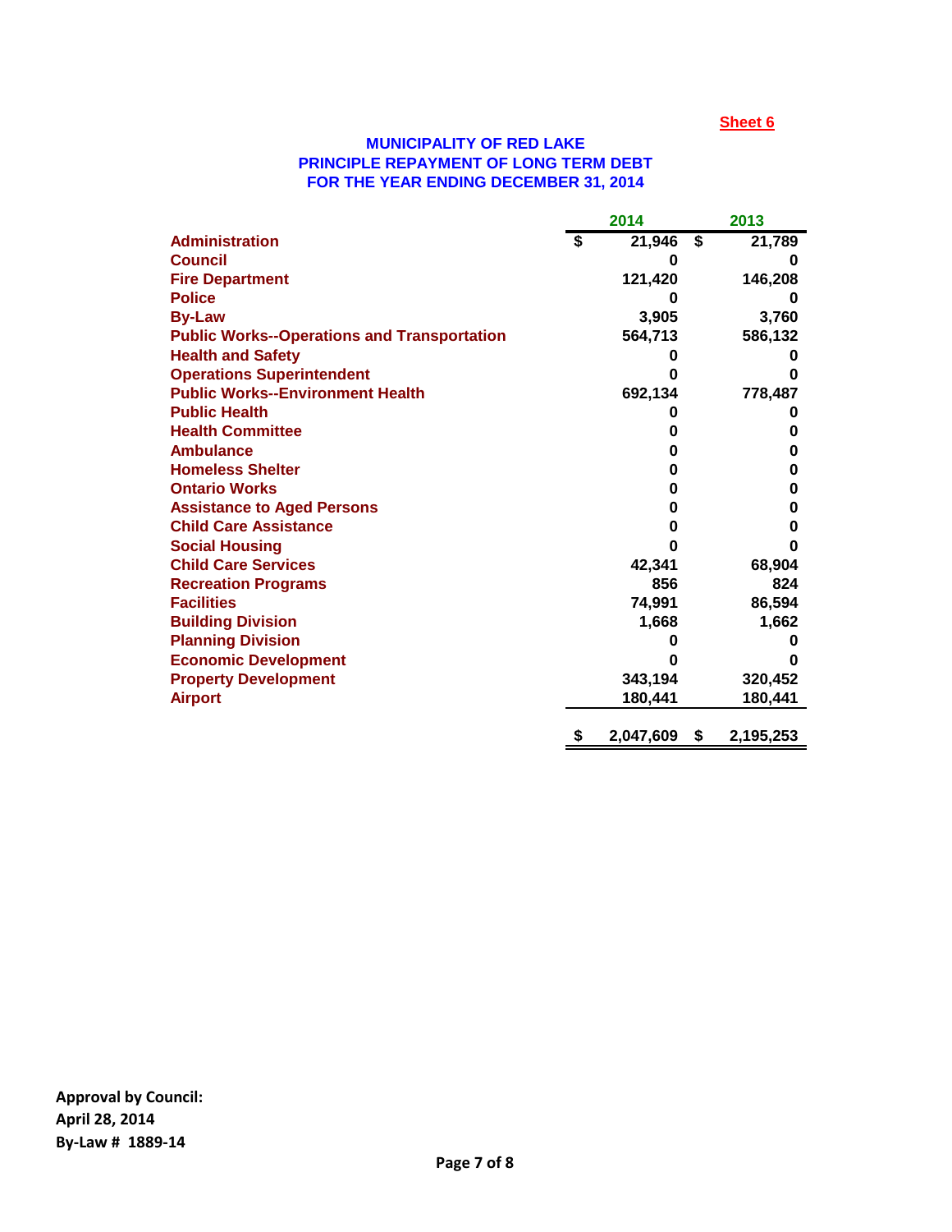**Sheet 6**

# MUNICIPALITY OF RED LAKE
## PRINCIPLE REPAYMENT OF LONG TERM DEBT
## FOR THE YEAR ENDING DECEMBER 31, 2014

| | 2014 | 2013 |
|---|---|---|
| Administration | $ 21,946 | $ 21,789 |
| Council | 0 | 0 |
| Fire Department | 121,420 | 146,208 |
| Police | 0 | 0 |
| By-Law | 3,905 | 3,760 |
| Public Works--Operations and Transportation | 564,713 | 586,132 |
| Health and Safety | 0 | 0 |
| Operations Superintendent | 0 | 0 |
| Public Works--Environment Health | 692,134 | 778,487 |
| Public Health | 0 | 0 |
| Health Committee | 0 | 0 |
| Ambulance | 0 | 0 |
| Homeless Shelter | 0 | 0 |
| Ontario Works | 0 | 0 |
| Assistance to Aged Persons | 0 | 0 |
| Child Care Assistance | 0 | 0 |
| Social Housing | 0 | 0 |
| Child Care Services | 42,341 | 68,904 |
| Recreation Programs | 856 | 824 |
| Facilities | 74,991 | 86,594 |
| Building Division | 1,668 | 1,662 |
| Planning Division | 0 | 0 |
| Economic Development | 0 | 0 |
| Property Development | 343,194 | 320,452 |
| Airport | 180,441 | 180,441 |
| | $ 2,047,609 | $ 2,195,253 |

**Approval by Council:**
**April 28, 2014**
**By-Law # 1889-14**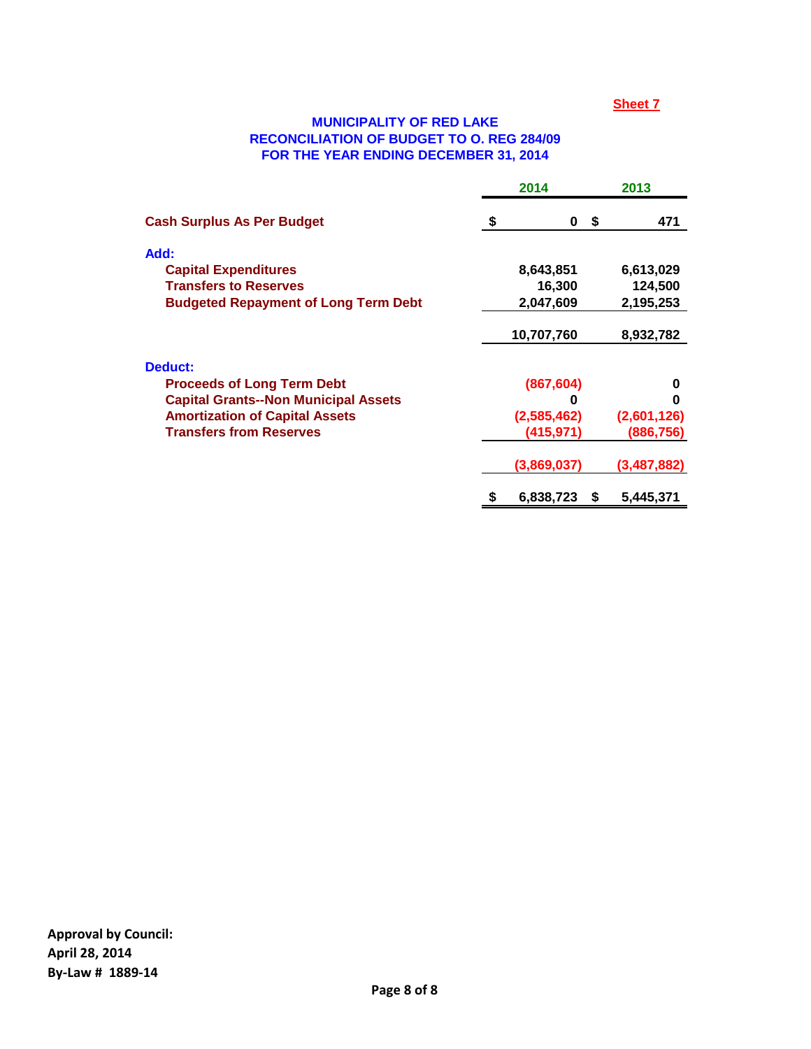Sheet 7

## MUNICIPALITY OF RED LAKE
## RECONCILIATION OF BUDGET TO O. REG 284/09
## FOR THE YEAR ENDING DECEMBER 31, 2014

| | 2014 | 2013 |
|---|---|---|
| **Cash Surplus As Per Budget** | $ 0 | $ 471 |
| **Add:** | | |
| Capital Expenditures | 8,643,851 | 6,613,029 |
| Transfers to Reserves | 16,300 | 124,500 |
| Budgeted Repayment of Long Term Debt | 2,047,609 | 2,195,253 |
| | 10,707,760 | 8,932,782 |
| **Deduct:** | | |
| Proceeds of Long Term Debt | (867,604) | 0 |
| Capital Grants--Non Municipal Assets | 0 | 0 |
| Amortization of Capital Assets | (2,585,462) | (2,601,126) |
| Transfers from Reserves | (415,971) | (886,756) |
| | (3,869,037) | (3,487,882) |
| | $ 6,838,723 | $ 5,445,371 |

**Approval by Council:**
**April 28, 2014**
**By-Law # 1889-14**